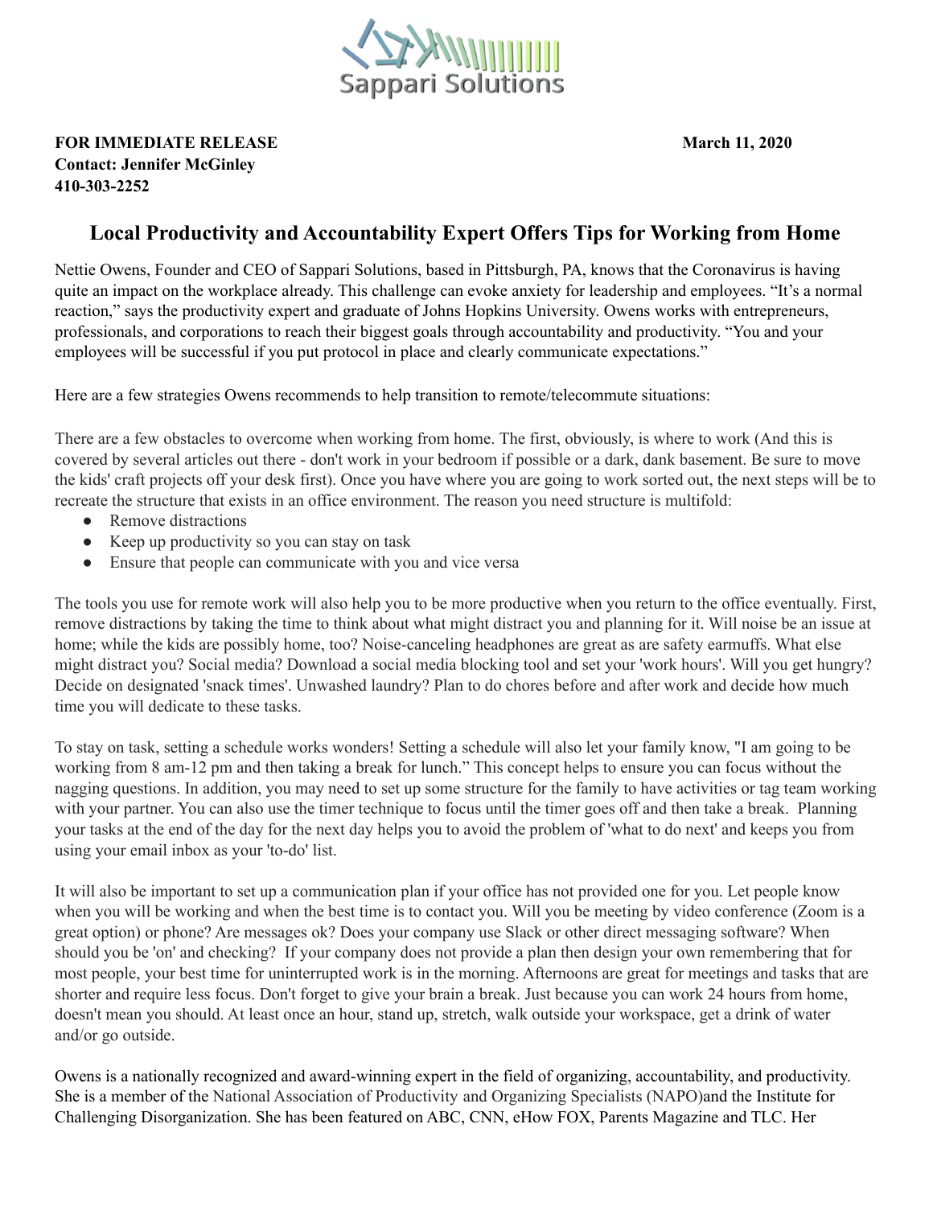Sappari Solutions

**FOR IMMEDIATE RELEASE** **March 11, 2020**
**Contact: Jennifer McGinley**
**410-303-2252**

## Local Productivity and Accountability Expert Offers Tips for Working from Home

Nettie Owens, Founder and CEO of Sappari Solutions, based in Pittsburgh, PA, knows that the Coronavirus is having quite an impact on the workplace already. This challenge can evoke anxiety for leadership and employees. "It's a normal reaction," says the productivity expert and graduate of Johns Hopkins University. Owens works with entrepreneurs, professionals, and corporations to reach their biggest goals through accountability and productivity. "You and your employees will be successful if you put protocol in place and clearly communicate expectations."

Here are a few strategies Owens recommends to help transition to remote/telecommute situations:

There are a few obstacles to overcome when working from home. The first, obviously, is where to work (And this is covered by several articles out there - don't work in your bedroom if possible or a dark, dank basement. Be sure to move the kids' craft projects off your desk first). Once you have where you are going to work sorted out, the next steps will be to recreate the structure that exists in an office environment. The reason you need structure is multifold:

- Remove distractions
- Keep up productivity so you can stay on task
- Ensure that people can communicate with you and vice versa

The tools you use for remote work will also help you to be more productive when you return to the office eventually. First, remove distractions by taking the time to think about what might distract you and planning for it. Will noise be an issue at home; while the kids are possibly home, too? Noise-canceling headphones are great as are safety earmuffs. What else might distract you? Social media? Download a social media blocking tool and set your 'work hours'. Will you get hungry? Decide on designated 'snack times'. Unwashed laundry? Plan to do chores before and after work and decide how much time you will dedicate to these tasks.

To stay on task, setting a schedule works wonders! Setting a schedule will also let your family know, "I am going to be working from 8 am-12 pm and then taking a break for lunch." This concept helps to ensure you can focus without the nagging questions. In addition, you may need to set up some structure for the family to have activities or tag team working with your partner. You can also use the timer technique to focus until the timer goes off and then take a break. Planning your tasks at the end of the day for the next day helps you to avoid the problem of 'what to do next' and keeps you from using your email inbox as your 'to-do' list.

It will also be important to set up a communication plan if your office has not provided one for you. Let people know when you will be working and when the best time is to contact you. Will you be meeting by video conference (Zoom is a great option) or phone? Are messages ok? Does your company use Slack or other direct messaging software? When should you be 'on' and checking? If your company does not provide a plan then design your own remembering that for most people, your best time for uninterrupted work is in the morning. Afternoons are great for meetings and tasks that are shorter and require less focus. Don't forget to give your brain a break. Just because you can work 24 hours from home, doesn't mean you should. At least once an hour, stand up, stretch, walk outside your workspace, get a drink of water and/or go outside.

Owens is a nationally recognized and award-winning expert in the field of organizing, accountability, and productivity. She is a member of the National Association of Productivity and Organizing Specialists (NAPO)and the Institute for Challenging Disorganization. She has been featured on ABC, CNN, eHow FOX, Parents Magazine and TLC. Her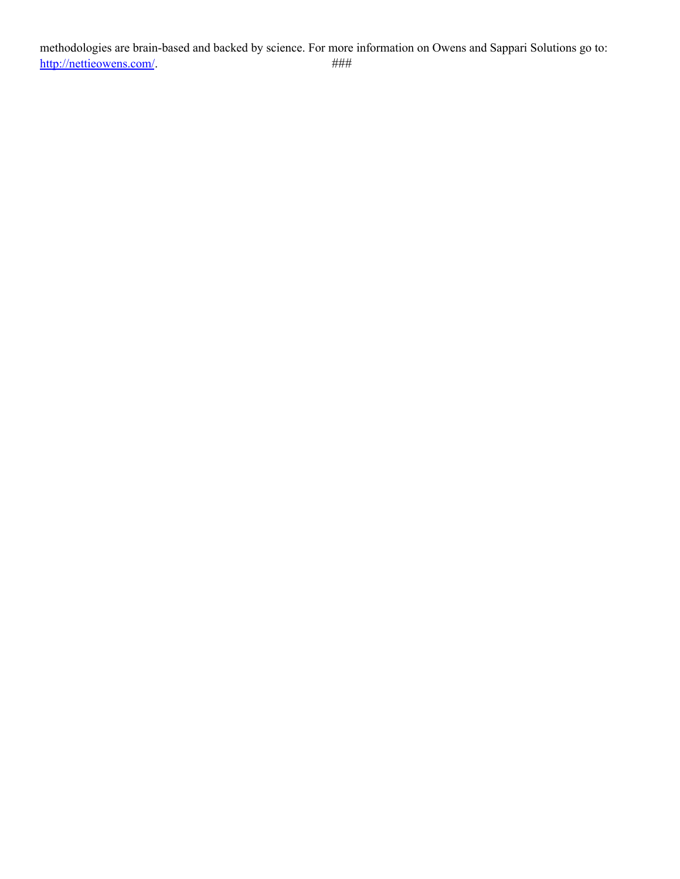methodologies are brain-based and backed by science. For more information on Owens and Sappari Solutions go to: http://nettieowens.com/.

###